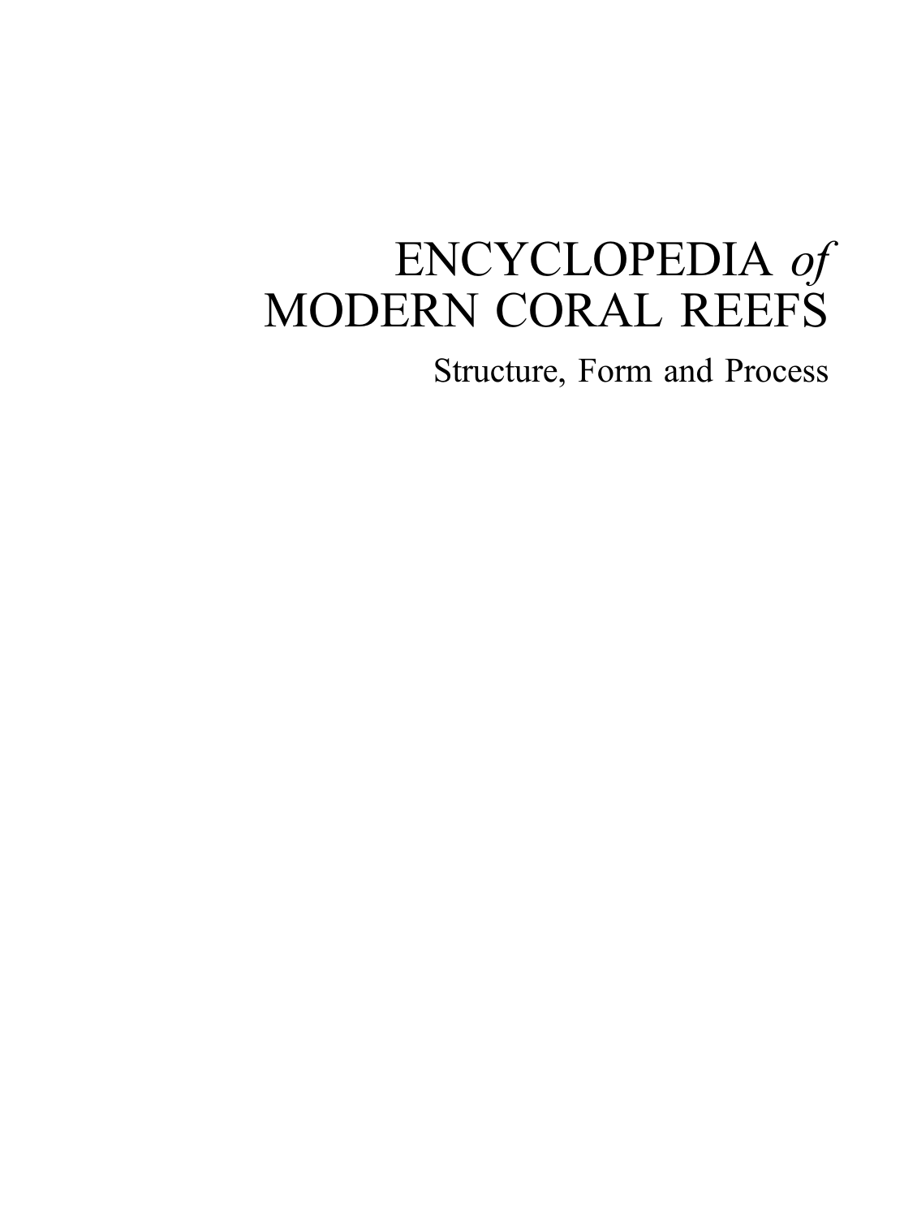# ENCYCLOPEDIA *of* MODERN CORAL REEFS

Structure, Form and Process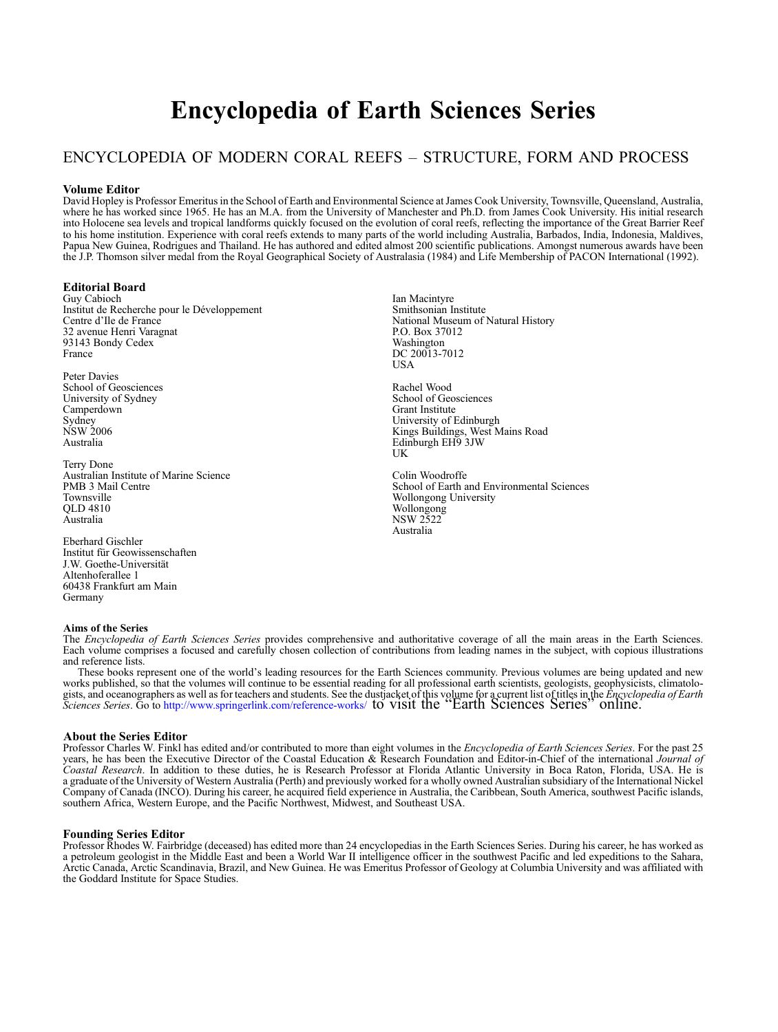# Encyclopedia of Earth Sciences Series

## ENCYCLOPEDIA OF MODERN CORAL REEFS – STRUCTURE, FORM AND PROCESS

### Volume Editor

David Hopley is Professor Emeritus in the School of Earth and Environmental Science at James Cook University, Townsville, Queensland, Australia, where he has worked since 1965. He has an M.A. from the University of Manchester and Ph.D. from James Cook University. His initial research into Holocene sea levels and tropical landforms quickly focused on the evolution of coral reefs, reflecting the importance of the Great Barrier Reef to his home institution. Experience with coral reefs extends to many parts of the world including Australia, Barbados, India, Indonesia, Maldives, Papua New Guinea, Rodrigues and Thailand. He has authored and edited almost 200 scientific publications. Amongst numerous awards have been the J.P. Thomson silver medal from the Royal Geographical Society of Australasia (1984) and Life Membership of PACON International (1992).

### Editorial Board

Guy Cabioch
Institut de Recherche pour le Développement
Centre d'Ile de France
32 avenue Henri Varagnat
93143 Bondy Cedex
France

Peter Davies
School of Geosciences
University of Sydney
Camperdown
Sydney
NSW 2006
Australia

Terry Done
Australian Institute of Marine Science
PMB 3 Mail Centre
Townsville
QLD 4810
Australia

Eberhard Gischler
Institut für Geowissenschaften
J.W. Goethe-Universität
Altenhoferallee 1
60438 Frankfurt am Main
Germany

Ian Macintyre
Smithsonian Institute
National Museum of Natural History
P.O. Box 37012
Washington
DC 20013-7012
USA

Rachel Wood
School of Geosciences
Grant Institute
University of Edinburgh
Kings Buildings, West Mains Road
Edinburgh EH9 3JW
UK

Colin Woodroffe
School of Earth and Environmental Sciences
Wollongong University
Wollongong
NSW 2522
Australia

### Aims of the Series

The *Encyclopedia of Earth Sciences Series* provides comprehensive and authoritative coverage of all the main areas in the Earth Sciences. Each volume comprises a focused and carefully chosen collection of contributions from leading names in the subject, with copious illustrations and reference lists.

These books represent one of the world's leading resources for the Earth Sciences community. Previous volumes are being updated and new works published, so that the volumes will continue to be essential reading for all professional earth scientists, geologists, geophysicists, climatologists, and oceanographers as well as for teachers and students. See the dustjacket of this volume for a current list of titles in the *Encyclopedia of Earth Sciences Series*. Go to http://www.springerlink.com/reference-works/ to visit the "Earth Sciences Series" online.

### About the Series Editor

Professor Charles W. Finkl has edited and/or contributed to more than eight volumes in the *Encyclopedia of Earth Sciences Series*. For the past 25 years, he has been the Executive Director of the Coastal Education & Research Foundation and Editor-in-Chief of the international *Journal of Coastal Research*. In addition to these duties, he is Research Professor at Florida Atlantic University in Boca Raton, Florida, USA. He is a graduate of the University of Western Australia (Perth) and previously worked for a wholly owned Australian subsidiary of the International Nickel Company of Canada (INCO). During his career, he acquired field experience in Australia, the Caribbean, South America, southwest Pacific islands, southern Africa, Western Europe, and the Pacific Northwest, Midwest, and Southeast USA.

### Founding Series Editor

Professor Rhodes W. Fairbridge (deceased) has edited more than 24 encyclopedias in the Earth Sciences Series. During his career, he has worked as a petroleum geologist in the Middle East and been a World War II intelligence officer in the southwest Pacific and led expeditions to the Sahara, Arctic Canada, Arctic Scandinavia, Brazil, and New Guinea. He was Emeritus Professor of Geology at Columbia University and was affiliated with the Goddard Institute for Space Studies.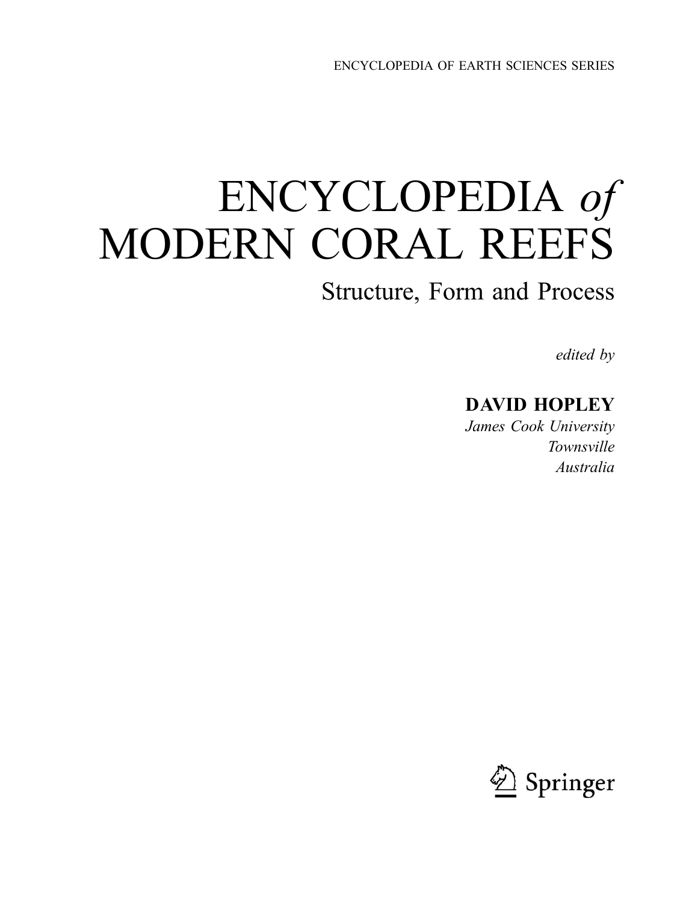ENCYCLOPEDIA OF EARTH SCIENCES SERIES

# ENCYCLOPEDIA *of* MODERN CORAL REEFS

## Structure, Form and Process

*edited by*

**DAVID HOPLEY**

*James Cook University*
*Townsville*
*Australia*

Springer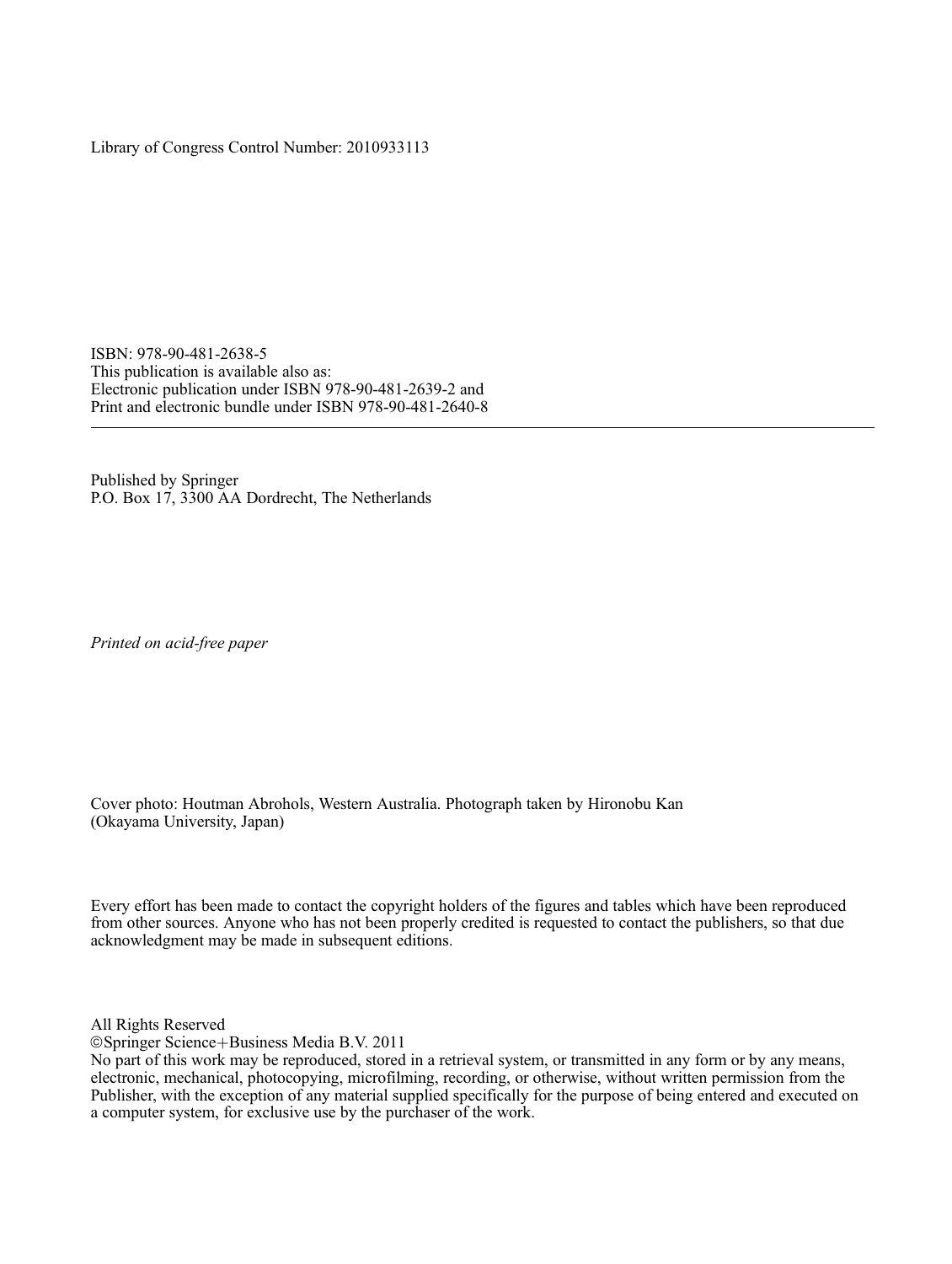Library of Congress Control Number: 2010933113

ISBN: 978-90-481-2638-5
This publication is available also as:
Electronic publication under ISBN 978-90-481-2639-2 and
Print and electronic bundle under ISBN 978-90-481-2640-8

---

Published by Springer
P.O. Box 17, 3300 AA Dordrecht, The Netherlands

*Printed on acid-free paper*

Cover photo: Houtman Abrohols, Western Australia. Photograph taken by Hironobu Kan
(Okayama University, Japan)

Every effort has been made to contact the copyright holders of the figures and tables which have been reproduced from other sources. Anyone who has not been properly credited is requested to contact the publishers, so that due acknowledgment may be made in subsequent editions.

All Rights Reserved
©Springer Science+Business Media B.V. 2011
No part of this work may be reproduced, stored in a retrieval system, or transmitted in any form or by any means, electronic, mechanical, photocopying, microfilming, recording, or otherwise, without written permission from the Publisher, with the exception of any material supplied specifically for the purpose of being entered and executed on a computer system, for exclusive use by the purchaser of the work.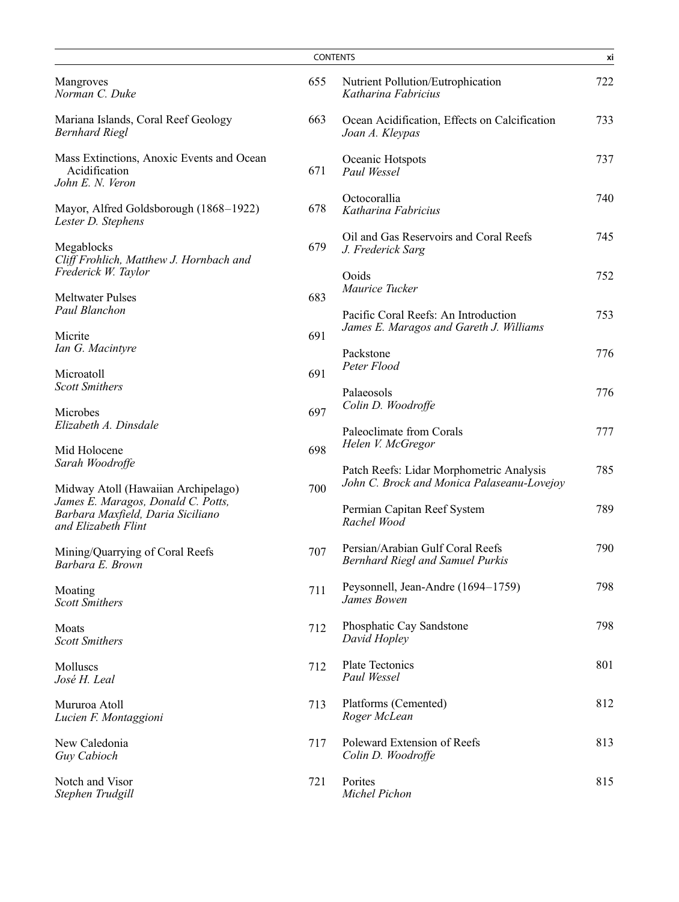Mangroves 655
*Norman C. Duke*

Mariana Islands, Coral Reef Geology 663
*Bernhard Riegl*

Mass Extinctions, Anoxic Events and Ocean Acidification 671
*John E. N. Veron*

Mayor, Alfred Goldsborough (1868–1922) 678
*Lester D. Stephens*

Megablocks 679
*Cliff Frohlich, Matthew J. Hornbach and Frederick W. Taylor*

Meltwater Pulses 683
*Paul Blanchon*

Micrite 691
*Ian G. Macintyre*

Microatoll 691
*Scott Smithers*

Microbes 697
*Elizabeth A. Dinsdale*

Mid Holocene 698
*Sarah Woodroffe*

Midway Atoll (Hawaiian Archipelago) 700
*James E. Maragos, Donald C. Potts, Barbara Maxfield, Daria Siciliano and Elizabeth Flint*

Mining/Quarrying of Coral Reefs 707
*Barbara E. Brown*

Moating 711
*Scott Smithers*

Moats 712
*Scott Smithers*

Molluscs 712
*José H. Leal*

Mururoa Atoll 713
*Lucien F. Montaggioni*

New Caledonia 717
*Guy Cabioch*

Notch and Visor 721
*Stephen Trudgill*

Nutrient Pollution/Eutrophication 722
*Katharina Fabricius*

Ocean Acidification, Effects on Calcification 733
*Joan A. Kleypas*

Oceanic Hotspots 737
*Paul Wessel*

Octocorallia 740
*Katharina Fabricius*

Oil and Gas Reservoirs and Coral Reefs 745
*J. Frederick Sarg*

Ooids 752
*Maurice Tucker*

Pacific Coral Reefs: An Introduction 753
*James E. Maragos and Gareth J. Williams*

Packstone 776
*Peter Flood*

Palaeosols 776
*Colin D. Woodroffe*

Paleoclimate from Corals 777
*Helen V. McGregor*

Patch Reefs: Lidar Morphometric Analysis 785
*John C. Brock and Monica Palaseanu-Lovejoy*

Permian Capitan Reef System 789
*Rachel Wood*

Persian/Arabian Gulf Coral Reefs 790
*Bernhard Riegl and Samuel Purkis*

Peysonnell, Jean-Andre (1694–1759) 798
*James Bowen*

Phosphatic Cay Sandstone 798
*David Hopley*

Plate Tectonics 801
*Paul Wessel*

Platforms (Cemented) 812
*Roger McLean*

Poleward Extension of Reefs 813
*Colin D. Woodroffe*

Porites 815
*Michel Pichon*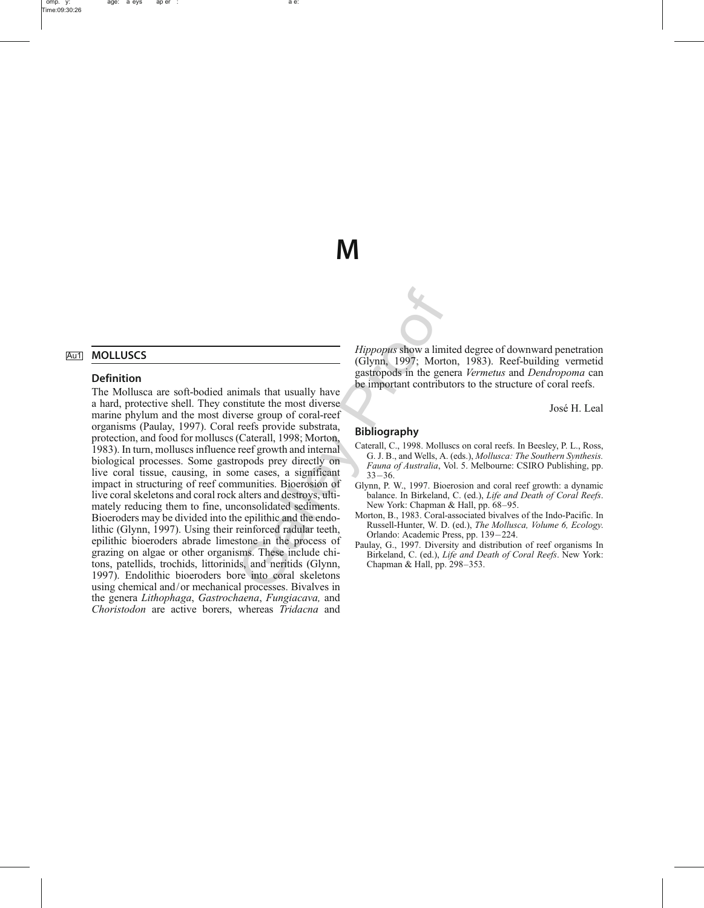# M

## MOLLUSCS

### Definition

The Mollusca are soft-bodied animals that usually have a hard, protective shell. They constitute the most diverse marine phylum and the most diverse group of coral-reef organisms (Paulay, 1997). Coral reefs provide substrata, protection, and food for molluscs (Caterall, 1998; Morton, 1983). In turn, molluscs influence reef growth and internal biological processes. Some gastropods prey directly on live coral tissue, causing, in some cases, a significant impact in structuring of reef communities. Bioerosion of live coral skeletons and coral rock alters and destroys, ultimately reducing them to fine, unconsolidated sediments. Bioeroders may be divided into the epilithic and the endolithic (Glynn, 1997). Using their reinforced radular teeth, epilithic bioeroders abrade limestone in the process of grazing on algae or other organisms. These include chitons, patellids, trochids, littorinids, and neritids (Glynn, 1997). Endolithic bioeroders bore into coral skeletons using chemical and/or mechanical processes. Bivalves in the genera *Lithophaga*, *Gastrochaena*, *Fungiacava,* and *Choristodon* are active borers, whereas *Tridacna* and *Hippopus* show a limited degree of downward penetration (Glynn, 1997; Morton, 1983). Reef-building vermetid gastropods in the genera *Vermetus* and *Dendropoma* can be important contributors to the structure of coral reefs.

José H. Leal

### Bibliography

Caterall, C., 1998. Molluscs on coral reefs. In Beesley, P. L., Ross, G. J. B., and Wells, A. (eds.), *Mollusca: The Southern Synthesis. Fauna of Australia*, Vol. 5. Melbourne: CSIRO Publishing, pp. 33–36.

Glynn, P. W., 1997. Bioerosion and coral reef growth: a dynamic balance. In Birkeland, C. (ed.), *Life and Death of Coral Reefs*. New York: Chapman & Hall, pp. 68–95.

Morton, B., 1983. Coral-associated bivalves of the Indo-Pacific. In Russell-Hunter, W. D. (ed.), *The Mollusca, Volume 6, Ecology.* Orlando: Academic Press, pp. 139–224.

Paulay, G., 1997. Diversity and distribution of reef organisms In Birkeland, C. (ed.), *Life and Death of Coral Reefs*. New York: Chapman & Hall, pp. 298–353.